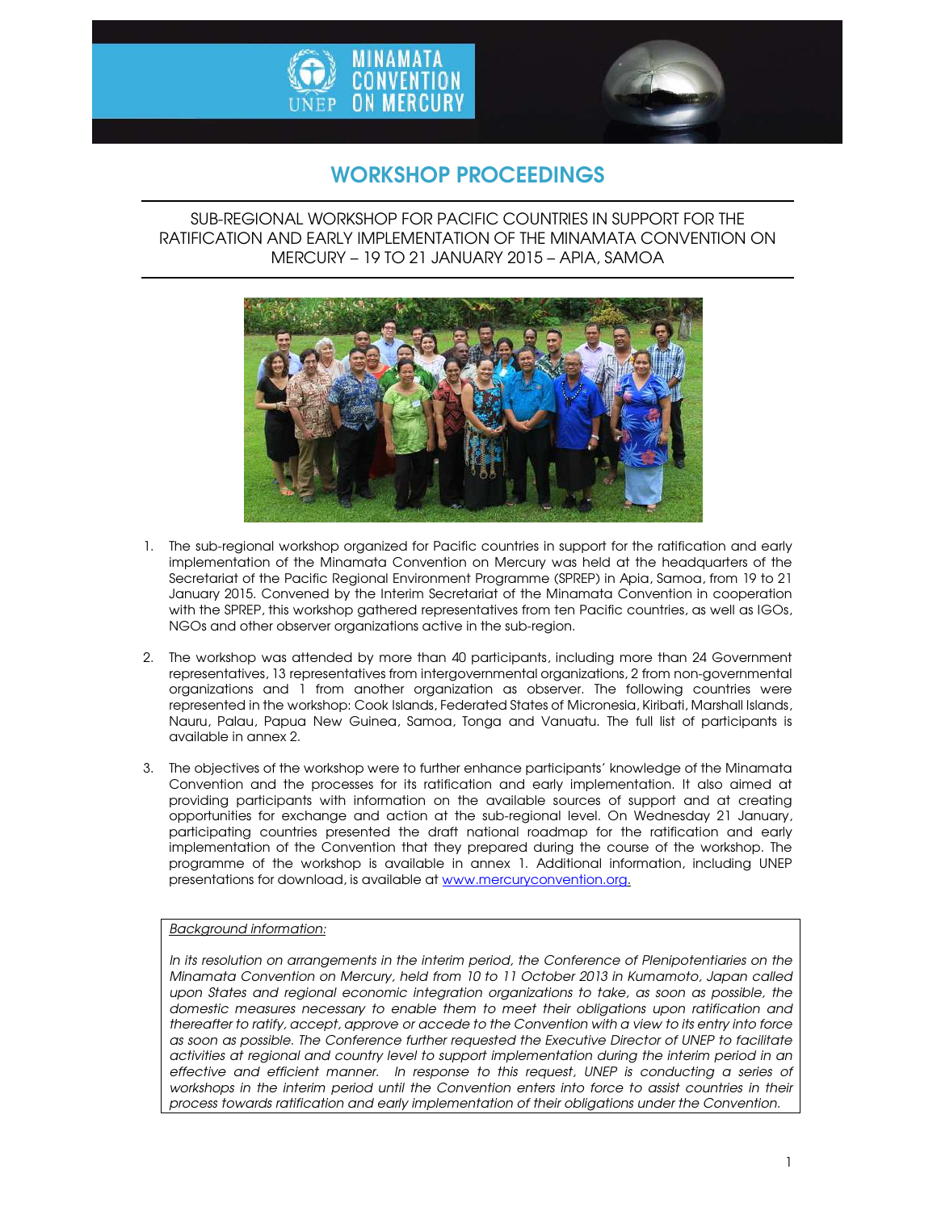# WORKSHOP PROCEEDINGS

SUB-REGIONAL WORKSHOP FOR PACIFIC COUNTRIES IN SUPPORT FOR THE RATIFICATION AND EARLY IMPLEMENTATION OF THE MINAMATA CONVENTION ON MERCURY – 19 TO 21 JANUARY 2015 – APIA, SAMOA

1. The sub-regional workshop organized for Pacific countries in support for the ratification and early implementation of the Minamata Convention on Mercury was held at the headquarters of the Secretariat of the Pacific Regional Environment Programme (SPREP) in Apia, Samoa, from 19 to 21 January 2015. Convened by the Interim Secretariat of the Minamata Convention in cooperation with the SPREP, this workshop gathered representatives from ten Pacific countries, as well as IGOs, NGOs and other observer organizations active in the sub-region.

2. The workshop was attended by more than 40 participants, including more than 24 Government representatives, 13 representatives from intergovernmental organizations, 2 from non-governmental organizations and 1 from another organization as observer. The following countries were represented in the workshop: Cook Islands, Federated States of Micronesia, Kiribati, Marshall Islands, Nauru, Palau, Papua New Guinea, Samoa, Tonga and Vanuatu. The full list of participants is available in annex 2.

3. The objectives of the workshop were to further enhance participants' knowledge of the Minamata Convention and the processes for its ratification and early implementation. It also aimed at providing participants with information on the available sources of support and at creating opportunities for exchange and action at the sub-regional level. On Wednesday 21 January, participating countries presented the draft national roadmap for the ratification and early implementation of the Convention that they prepared during the course of the workshop. The programme of the workshop is available in annex 1. Additional information, including UNEP presentations for download, is available at www.mercuryconvention.org.

*Background information:*

*In its resolution on arrangements in the interim period, the Conference of Plenipotentiaries on the Minamata Convention on Mercury, held from 10 to 11 October 2013 in Kumamoto, Japan called upon States and regional economic integration organizations to take, as soon as possible, the domestic measures necessary to enable them to meet their obligations upon ratification and thereafter to ratify, accept, approve or accede to the Convention with a view to its entry into force as soon as possible. The Conference further requested the Executive Director of UNEP to facilitate activities at regional and country level to support implementation during the interim period in an effective and efficient manner. In response to this request, UNEP is conducting a series of workshops in the interim period until the Convention enters into force to assist countries in their process towards ratification and early implementation of their obligations under the Convention.*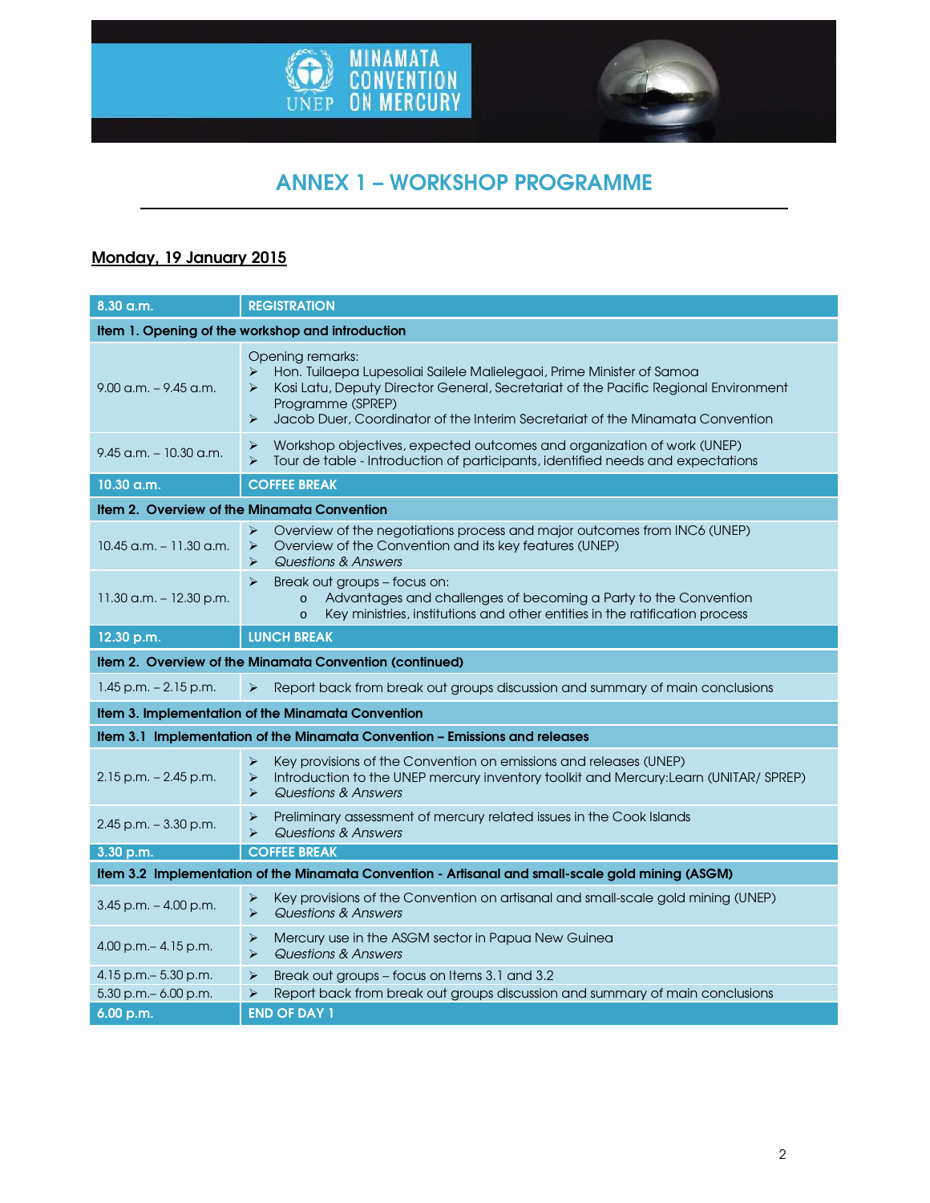# ANNEX 1 – WORKSHOP PROGRAMME

## Monday, 19 January 2015

| 8.30 a.m. | REGISTRATION |
|---|---|
| **Item 1. Opening of the workshop and introduction** | |
| 9.00 a.m. – 9.45 a.m. | Opening remarks:<br>➢ Hon. Tuilaepa Lupesoliai Sailele Malielegaoi, Prime Minister of Samoa<br>➢ Kosi Latu, Deputy Director General, Secretariat of the Pacific Regional Environment Programme (SPREP)<br>➢ Jacob Duer, Coordinator of the Interim Secretariat of the Minamata Convention |
| 9.45 a.m. – 10.30 a.m. | ➢ Workshop objectives, expected outcomes and organization of work (UNEP)<br>➢ Tour de table - Introduction of participants, identified needs and expectations |
| **10.30 a.m.** | **COFFEE BREAK** |
| **Item 2. Overview of the Minamata Convention** | |
| 10.45 a.m. – 11.30 a.m. | ➢ Overview of the negotiations process and major outcomes from INC6 (UNEP)<br>➢ Overview of the Convention and its key features (UNEP)<br>➢ *Questions & Answers* |
| 11.30 a.m. – 12.30 p.m. | ➢ Break out groups – focus on:<br>o Advantages and challenges of becoming a Party to the Convention<br>o Key ministries, institutions and other entities in the ratification process |
| **12.30 p.m.** | **LUNCH BREAK** |
| **Item 2. Overview of the Minamata Convention (continued)** | |
| 1.45 p.m. – 2.15 p.m. | ➢ Report back from break out groups discussion and summary of main conclusions |
| **Item 3. Implementation of the Minamata Convention** | |
| **Item 3.1 Implementation of the Minamata Convention – Emissions and releases** | |
| 2.15 p.m. – 2.45 p.m. | ➢ Key provisions of the Convention on emissions and releases (UNEP)<br>➢ Introduction to the UNEP mercury inventory toolkit and Mercury:Learn (UNITAR/ SPREP)<br>➢ *Questions & Answers* |
| 2.45 p.m. – 3.30 p.m. | ➢ Preliminary assessment of mercury related issues in the Cook Islands<br>➢ *Questions & Answers* |
| **3.30 p.m.** | **COFFEE BREAK** |
| **Item 3.2 Implementation of the Minamata Convention - Artisanal and small-scale gold mining (ASGM)** | |
| 3.45 p.m. – 4.00 p.m. | ➢ Key provisions of the Convention on artisanal and small-scale gold mining (UNEP)<br>➢ *Questions & Answers* |
| 4.00 p.m.– 4.15 p.m. | ➢ Mercury use in the ASGM sector in Papua New Guinea<br>➢ *Questions & Answers* |
| 4.15 p.m.– 5.30 p.m. | ➢ Break out groups – focus on Items 3.1 and 3.2 |
| 5.30 p.m.– 6.00 p.m. | ➢ Report back from break out groups discussion and summary of main conclusions |
| **6.00 p.m.** | **END OF DAY 1** |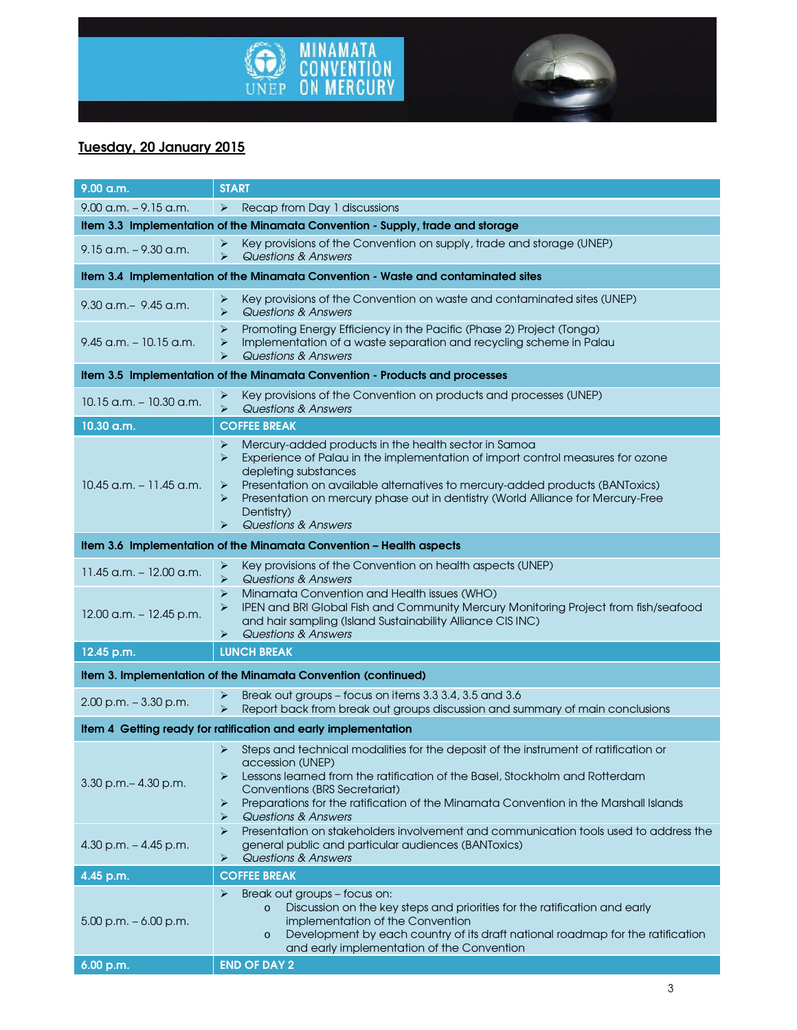## Tuesday, 20 January 2015

| 9.00 a.m. | START |
|---|---|
| 9.00 a.m. – 9.15 a.m. | ➢ Recap from Day 1 discussions |
| **Item 3.3 Implementation of the Minamata Convention - Supply, trade and storage** | |
| 9.15 a.m. – 9.30 a.m. | ➢ Key provisions of the Convention on supply, trade and storage (UNEP)<br>➢ *Questions & Answers* |
| **Item 3.4 Implementation of the Minamata Convention - Waste and contaminated sites** | |
| 9.30 a.m.– 9.45 a.m. | ➢ Key provisions of the Convention on waste and contaminated sites (UNEP)<br>➢ *Questions & Answers* |
| 9.45 a.m. – 10.15 a.m. | ➢ Promoting Energy Efficiency in the Pacific (Phase 2) Project (Tonga)<br>➢ Implementation of a waste separation and recycling scheme in Palau<br>➢ *Questions & Answers* |
| **Item 3.5 Implementation of the Minamata Convention - Products and processes** | |
| 10.15 a.m. – 10.30 a.m. | ➢ Key provisions of the Convention on products and processes (UNEP)<br>➢ *Questions & Answers* |
| **10.30 a.m.** | **COFFEE BREAK** |
| 10.45 a.m. – 11.45 a.m. | ➢ Mercury-added products in the health sector in Samoa<br>➢ Experience of Palau in the implementation of import control measures for ozone depleting substances<br>➢ Presentation on available alternatives to mercury-added products (BANToxics)<br>➢ Presentation on mercury phase out in dentistry (World Alliance for Mercury-Free Dentistry)<br>➢ *Questions & Answers* |
| **Item 3.6 Implementation of the Minamata Convention – Health aspects** | |
| 11.45 a.m. – 12.00 a.m. | ➢ Key provisions of the Convention on health aspects (UNEP)<br>➢ *Questions & Answers* |
| 12.00 a.m. – 12.45 p.m. | ➢ Minamata Convention and Health issues (WHO)<br>➢ IPEN and BRI Global Fish and Community Mercury Monitoring Project from fish/seafood and hair sampling (Island Sustainability Alliance CIS INC)<br>➢ *Questions & Answers* |
| **12.45 p.m.** | **LUNCH BREAK** |
| **Item 3. Implementation of the Minamata Convention (continued)** | |
| 2.00 p.m. – 3.30 p.m. | ➢ Break out groups – focus on items 3.3 3.4, 3.5 and 3.6<br>➢ Report back from break out groups discussion and summary of main conclusions |
| **Item 4 Getting ready for ratification and early implementation** | |
| 3.30 p.m.– 4.30 p.m. | ➢ Steps and technical modalities for the deposit of the instrument of ratification or accession (UNEP)<br>➢ Lessons learned from the ratification of the Basel, Stockholm and Rotterdam Conventions (BRS Secretariat)<br>➢ Preparations for the ratification of the Minamata Convention in the Marshall Islands<br>➢ *Questions & Answers* |
| 4.30 p.m. – 4.45 p.m. | ➢ Presentation on stakeholders involvement and communication tools used to address the general public and particular audiences (BANToxics)<br>➢ *Questions & Answers* |
| **4.45 p.m.** | **COFFEE BREAK** |
| 5.00 p.m. – 6.00 p.m. | ➢ Break out groups – focus on:<br>o Discussion on the key steps and priorities for the ratification and early implementation of the Convention<br>o Development by each country of its draft national roadmap for the ratification and early implementation of the Convention |
| **6.00 p.m.** | **END OF DAY 2** |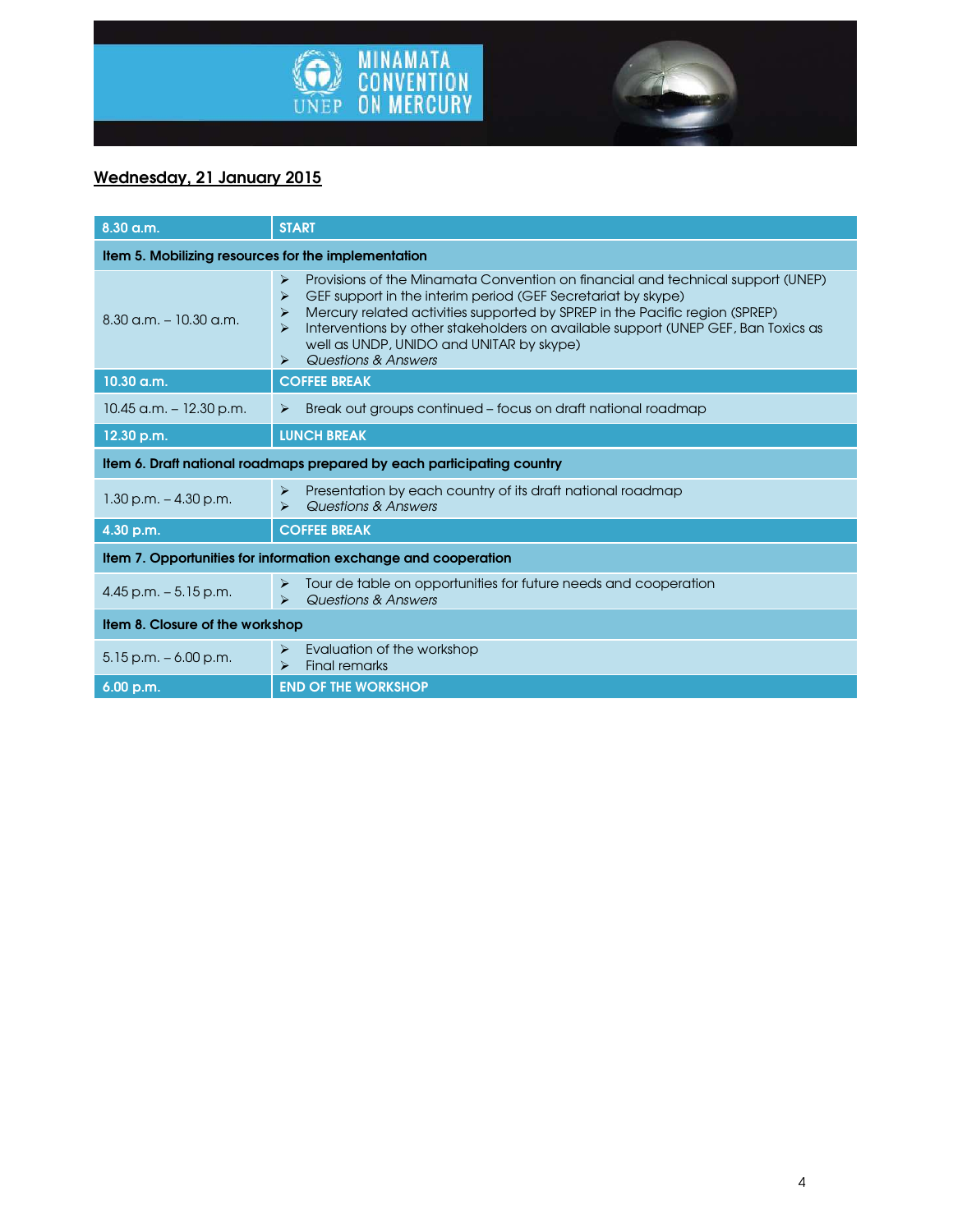## Wednesday, 21 January 2015

| 8.30 a.m. | START |
|---|---|
| **Item 5. Mobilizing resources for the implementation** | |
| 8.30 a.m. – 10.30 a.m. | ➢ Provisions of the Minamata Convention on financial and technical support (UNEP)<br>➢ GEF support in the interim period (GEF Secretariat by skype)<br>➢ Mercury related activities supported by SPREP in the Pacific region (SPREP)<br>➢ Interventions by other stakeholders on available support (UNEP GEF, Ban Toxics as well as UNDP, UNIDO and UNITAR by skype)<br>➢ *Questions & Answers* |
| 10.30 a.m. | COFFEE BREAK |
| 10.45 a.m. – 12.30 p.m. | ➢ Break out groups continued – focus on draft national roadmap |
| 12.30 p.m. | LUNCH BREAK |
| **Item 6. Draft national roadmaps prepared by each participating country** | |
| 1.30 p.m. – 4.30 p.m. | ➢ Presentation by each country of its draft national roadmap<br>➢ *Questions & Answers* |
| 4.30 p.m. | COFFEE BREAK |
| **Item 7. Opportunities for information exchange and cooperation** | |
| 4.45 p.m. – 5.15 p.m. | ➢ Tour de table on opportunities for future needs and cooperation<br>➢ *Questions & Answers* |
| **Item 8. Closure of the workshop** | |
| 5.15 p.m. – 6.00 p.m. | ➢ Evaluation of the workshop<br>➢ Final remarks |
| 6.00 p.m. | END OF THE WORKSHOP |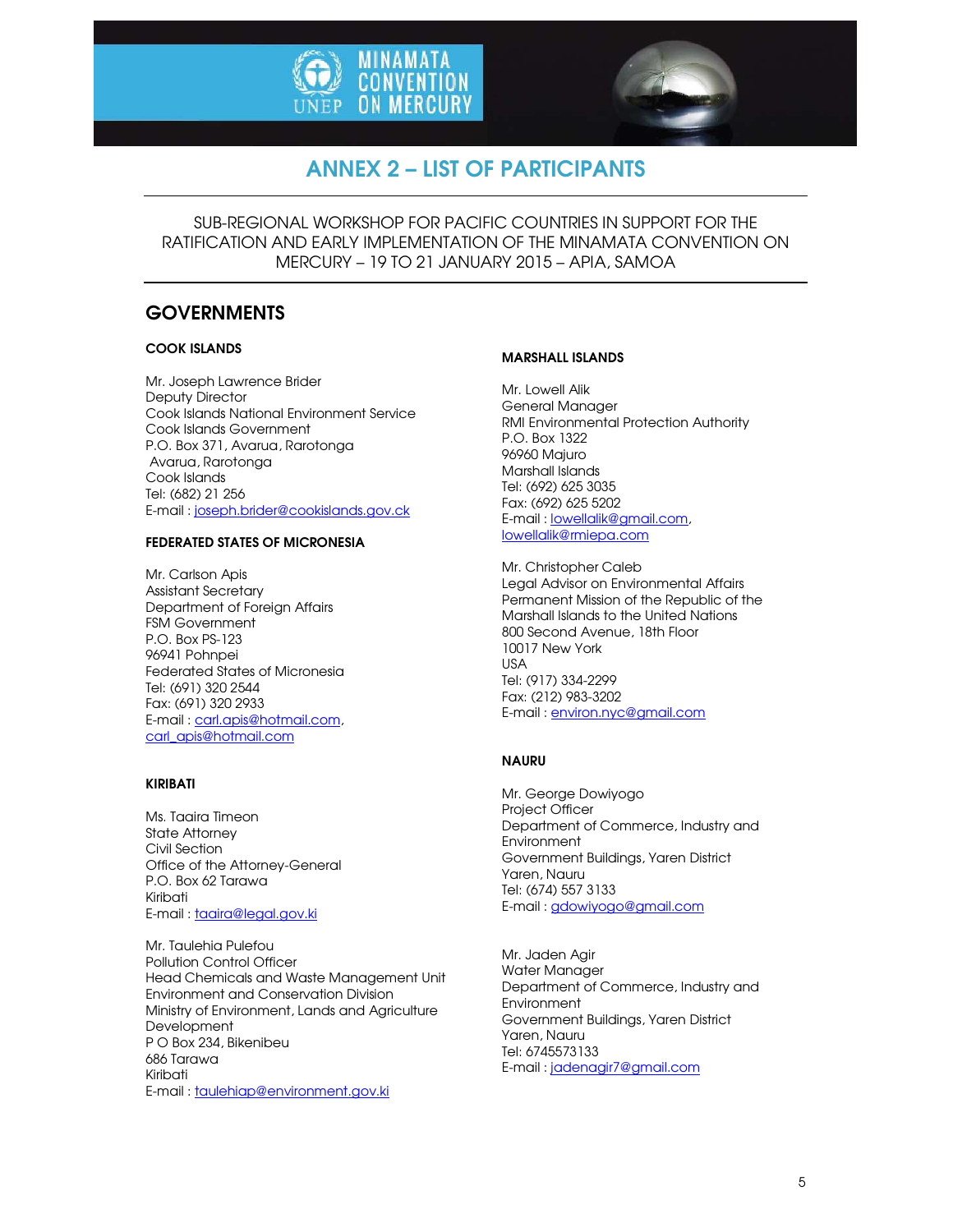# ANNEX 2 – LIST OF PARTICIPANTS

SUB-REGIONAL WORKSHOP FOR PACIFIC COUNTRIES IN SUPPORT FOR THE RATIFICATION AND EARLY IMPLEMENTATION OF THE MINAMATA CONVENTION ON MERCURY – 19 TO 21 JANUARY 2015 – APIA, SAMOA

## GOVERNMENTS

### COOK ISLANDS

Mr. Joseph Lawrence Brider
Deputy Director
Cook Islands National Environment Service
Cook Islands Government
P.O. Box 371, Avarua, Rarotonga
Avarua, Rarotonga
Cook Islands
Tel: (682) 21 256
E-mail : joseph.brider@cookislands.gov.ck

### FEDERATED STATES OF MICRONESIA

Mr. Carlson Apis
Assistant Secretary
Department of Foreign Affairs
FSM Government
P.O. Box PS-123
96941 Pohnpei
Federated States of Micronesia
Tel: (691) 320 2544
Fax: (691) 320 2933
E-mail : carl.apis@hotmail.com, carl_apis@hotmail.com

### KIRIBATI

Ms. Taaira Timeon
State Attorney
Civil Section
Office of the Attorney-General
P.O. Box 62 Tarawa
Kiribati
E-mail : taaira@legal.gov.ki

Mr. Taulehia Pulefou
Pollution Control Officer
Head Chemicals and Waste Management Unit
Environment and Conservation Division
Ministry of Environment, Lands and Agriculture Development
P O Box 234, Bikenibeu
686 Tarawa
Kiribati
E-mail : taulehiap@environment.gov.ki

### MARSHALL ISLANDS

Mr. Lowell Alik
General Manager
RMI Environmental Protection Authority
P.O. Box 1322
96960 Majuro
Marshall Islands
Tel: (692) 625 3035
Fax: (692) 625 5202
E-mail : lowellalik@gmail.com, lowellalik@rmiepa.com

Mr. Christopher Caleb
Legal Advisor on Environmental Affairs
Permanent Mission of the Republic of the Marshall Islands to the United Nations
800 Second Avenue, 18th Floor
10017 New York
USA
Tel: (917) 334-2299
Fax: (212) 983-3202
E-mail : environ.nyc@gmail.com

### NAURU

Mr. George Dowiyogo
Project Officer
Department of Commerce, Industry and Environment
Government Buildings, Yaren District
Yaren, Nauru
Tel: (674) 557 3133
E-mail : gdowiyogo@gmail.com

Mr. Jaden Agir
Water Manager
Department of Commerce, Industry and Environment
Government Buildings, Yaren District
Yaren, Nauru
Tel: 6745573133
E-mail : jadenagir7@gmail.com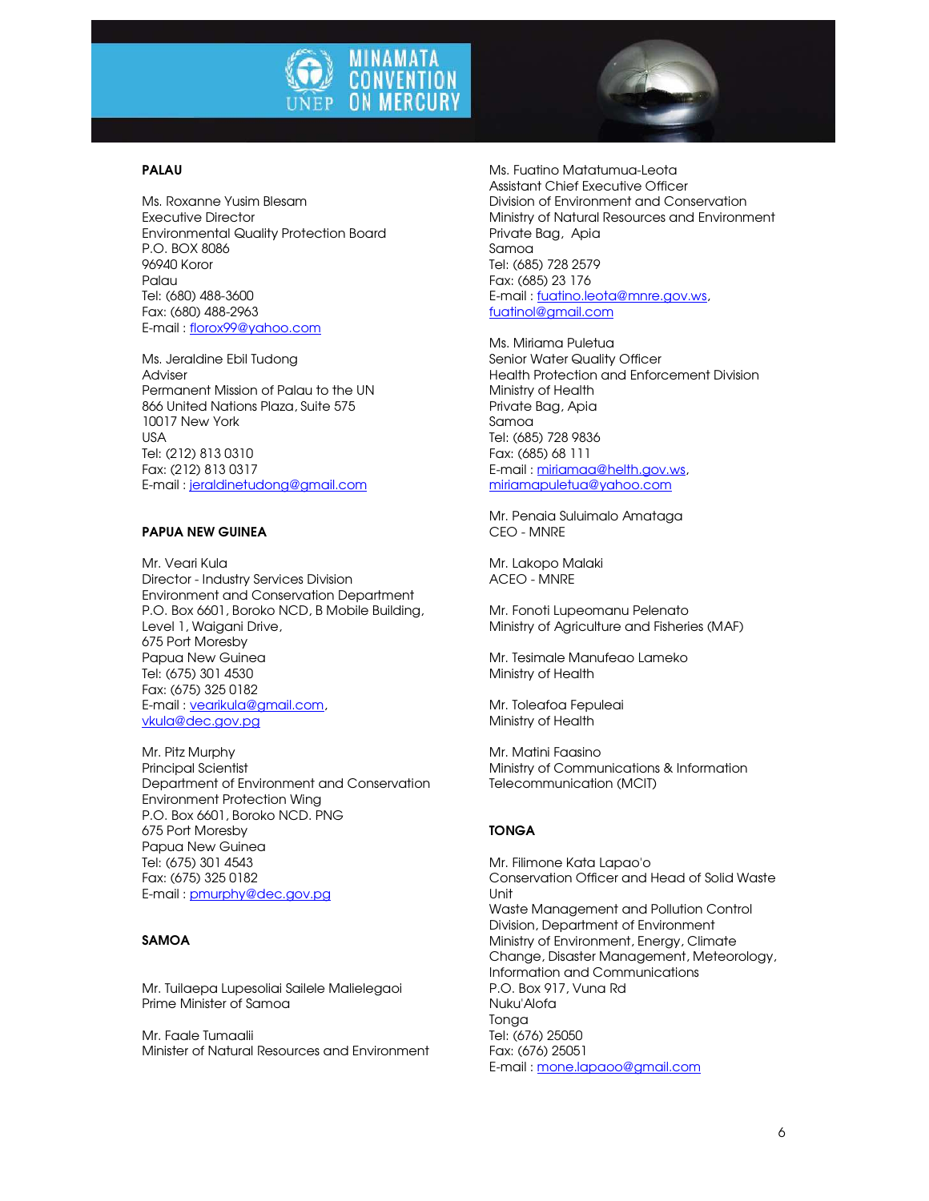## PALAU

Ms. Roxanne Yusim Blesam
Executive Director
Environmental Quality Protection Board
P.O. BOX 8086
96940 Koror
Palau
Tel: (680) 488-3600
Fax: (680) 488-2963
E-mail : florox99@yahoo.com

Ms. Jeraldine Ebil Tudong
Adviser
Permanent Mission of Palau to the UN
866 United Nations Plaza, Suite 575
10017 New York
USA
Tel: (212) 813 0310
Fax: (212) 813 0317
E-mail : jeraldinetudong@gmail.com

## PAPUA NEW GUINEA

Mr. Veari Kula
Director - Industry Services Division
Environment and Conservation Department
P.O. Box 6601, Boroko NCD, B Mobile Building,
Level 1, Waigani Drive,
675 Port Moresby
Papua New Guinea
Tel: (675) 301 4530
Fax: (675) 325 0182
E-mail : vearikula@gmail.com,
vkula@dec.gov.pg

Mr. Pitz Murphy
Principal Scientist
Department of Environment and Conservation
Environment Protection Wing
P.O. Box 6601, Boroko NCD. PNG
675 Port Moresby
Papua New Guinea
Tel: (675) 301 4543
Fax: (675) 325 0182
E-mail : pmurphy@dec.gov.pg

## SAMOA

Mr. Tuilaepa Lupesoliai Sailele Malielegaoi
Prime Minister of Samoa

Mr. Faale Tumaalii
Minister of Natural Resources and Environment

Ms. Fuatino Matatumua-Leota
Assistant Chief Executive Officer
Division of Environment and Conservation
Ministry of Natural Resources and Environment
Private Bag, Apia
Samoa
Tel: (685) 728 2579
Fax: (685) 23 176
E-mail : fuatino.leota@mnre.gov.ws,
fuatinol@gmail.com

Ms. Miriama Puletua
Senior Water Quality Officer
Health Protection and Enforcement Division
Ministry of Health
Private Bag, Apia
Samoa
Tel: (685) 728 9836
Fax: (685) 68 111
E-mail : miriamaa@helth.gov.ws,
miriamapuletua@yahoo.com

Mr. Penaia Suluimalo Amataga
CEO - MNRE

Mr. Lakopo Malaki
ACEO - MNRE

Mr. Fonoti Lupeomanu Pelenato
Ministry of Agriculture and Fisheries (MAF)

Mr. Tesimale Manufeao Lameko
Ministry of Health

Mr. Toleafoa Fepuleai
Ministry of Health

Mr. Matini Faasino
Ministry of Communications & Information
Telecommunication (MCIT)

## TONGA

Mr. Filimone Kata Lapao'o
Conservation Officer and Head of Solid Waste
Unit
Waste Management and Pollution Control
Division, Department of Environment
Ministry of Environment, Energy, Climate
Change, Disaster Management, Meteorology,
Information and Communications
P.O. Box 917, Vuna Rd
Nuku'Alofa
Tonga
Tel: (676) 25050
Fax: (676) 25051
E-mail : mone.lapaoo@gmail.com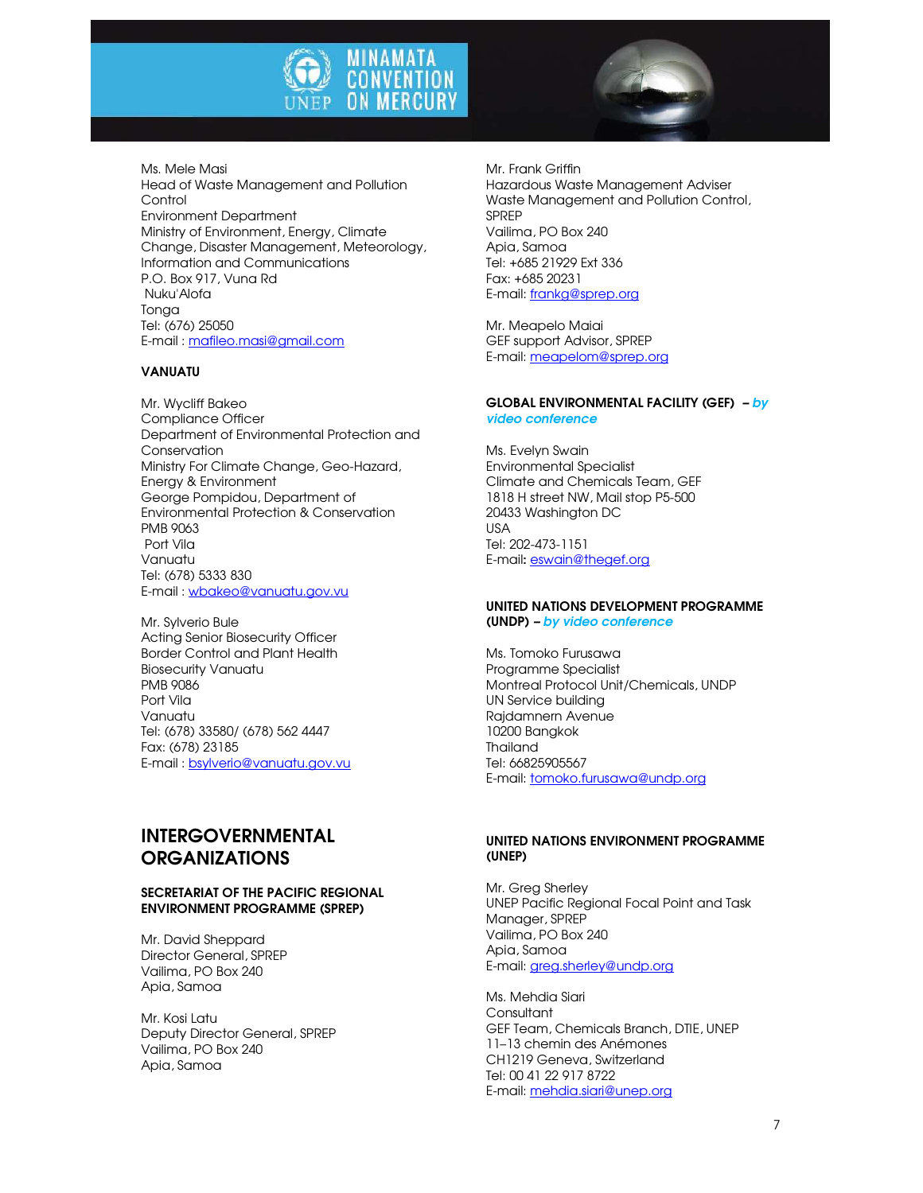Ms. Mele Masi
Head of Waste Management and Pollution Control
Environment Department
Ministry of Environment, Energy, Climate Change, Disaster Management, Meteorology, Information and Communications
P.O. Box 917, Vuna Rd
Nuku'Alofa
Tonga
Tel: (676) 25050
E-mail : mafileo.masi@gmail.com

**VANUATU**

Mr. Wycliff Bakeo
Compliance Officer
Department of Environmental Protection and Conservation
Ministry For Climate Change, Geo-Hazard, Energy & Environment
George Pompidou, Department of Environmental Protection & Conservation
PMB 9063
Port Vila
Vanuatu
Tel: (678) 5333 830
E-mail : wbakeo@vanuatu.gov.vu

Mr. Sylverio Bule
Acting Senior Biosecurity Officer
Border Control and Plant Health
Biosecurity Vanuatu
PMB 9086
Port Vila
Vanuatu
Tel: (678) 33580/ (678) 562 4447
Fax: (678) 23185
E-mail : bsylverio@vanuatu.gov.vu

# INTERGOVERNMENTAL ORGANIZATIONS

**SECRETARIAT OF THE PACIFIC REGIONAL ENVIRONMENT PROGRAMME (SPREP)**

Mr. David Sheppard
Director General, SPREP
Vailima, PO Box 240
Apia, Samoa

Mr. Kosi Latu
Deputy Director General, SPREP
Vailima, PO Box 240
Apia, Samoa

Mr. Frank Griffin
Hazardous Waste Management Adviser
Waste Management and Pollution Control, SPREP
Vailima, PO Box 240
Apia, Samoa
Tel: +685 21929 Ext 336
Fax: +685 20231
E-mail: frankg@sprep.org

Mr. Meapelo Maiai
GEF support Advisor, SPREP
E-mail: meapelom@sprep.org

**GLOBAL ENVIRONMENTAL FACILITY (GEF) –** ***by video conference***

Ms. Evelyn Swain
Environmental Specialist
Climate and Chemicals Team, GEF
1818 H street NW, Mail stop P5-500
20433 Washington DC
USA
Tel: 202-473-1151
E-mail: eswain@thegef.org

**UNITED NATIONS DEVELOPMENT PROGRAMME (UNDP) –** ***by video conference***

Ms. Tomoko Furusawa
Programme Specialist
Montreal Protocol Unit/Chemicals, UNDP
UN Service building
Rajdamnern Avenue
10200 Bangkok
Thailand
Tel: 66825905567
E-mail: tomoko.furusawa@undp.org

**UNITED NATIONS ENVIRONMENT PROGRAMME (UNEP)**

Mr. Greg Sherley
UNEP Pacific Regional Focal Point and Task Manager, SPREP
Vailima, PO Box 240
Apia, Samoa
E-mail: greg.sherley@undp.org

Ms. Mehdia Siari
Consultant
GEF Team, Chemicals Branch, DTIE, UNEP
11–13 chemin des Anémones
CH1219 Geneva, Switzerland
Tel: 00 41 22 917 8722
E-mail: mehdia.siari@unep.org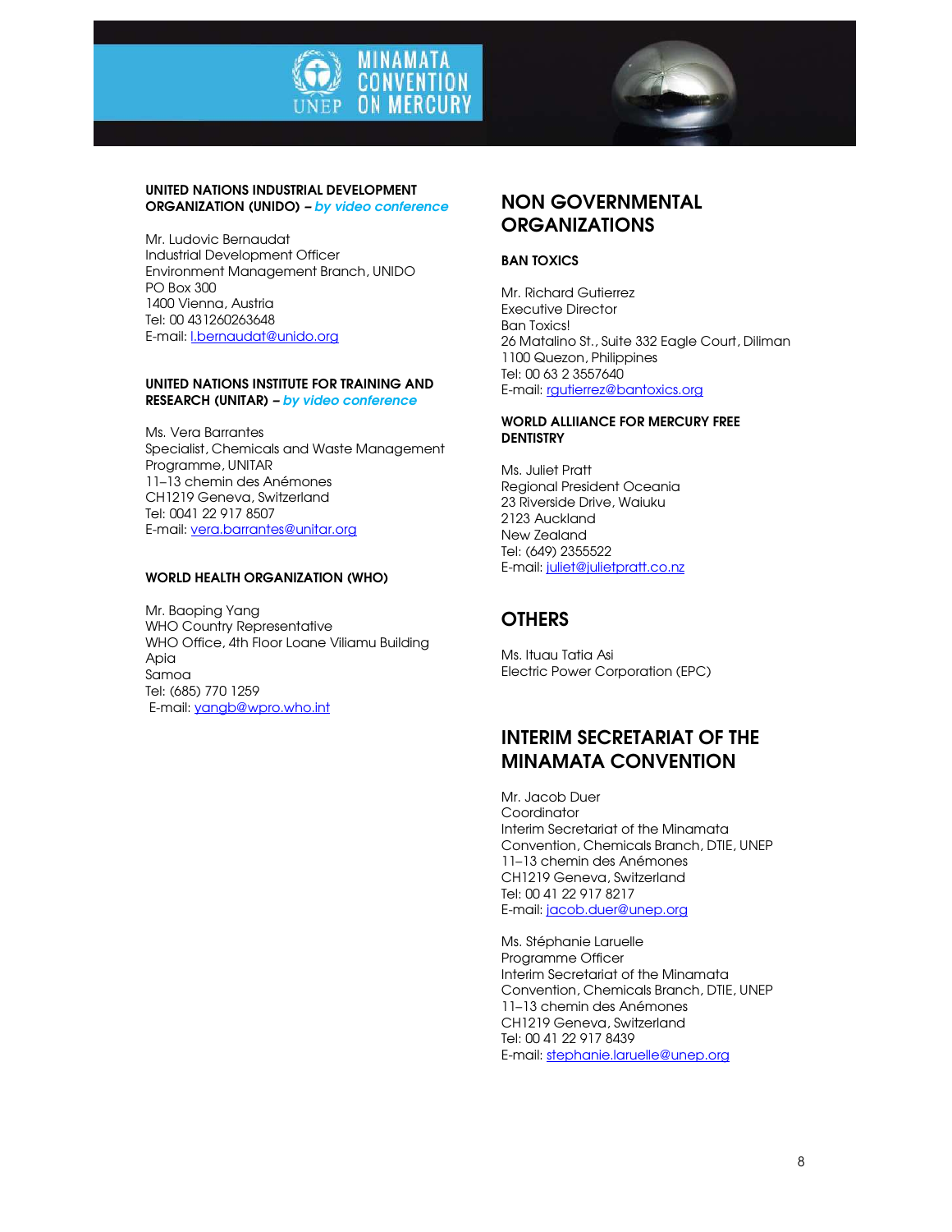**UNITED NATIONS INDUSTRIAL DEVELOPMENT ORGANIZATION (UNIDO) –** ***by video conference***

Mr. Ludovic Bernaudat
Industrial Development Officer
Environment Management Branch, UNIDO
PO Box 300
1400 Vienna, Austria
Tel: 00 431260263648
E-mail: l.bernaudat@unido.org

**UNITED NATIONS INSTITUTE FOR TRAINING AND RESEARCH (UNITAR) –** ***by video conference***

Ms. Vera Barrantes
Specialist, Chemicals and Waste Management Programme, UNITAR
11–13 chemin des Anémones
CH1219 Geneva, Switzerland
Tel: 0041 22 917 8507
E-mail: vera.barrantes@unitar.org

**WORLD HEALTH ORGANIZATION (WHO)**

Mr. Baoping Yang
WHO Country Representative
WHO Office, 4th Floor Loane Viliamu Building
Apia
Samoa
Tel: (685) 770 1259
E-mail: yangb@wpro.who.int

## NON GOVERNMENTAL ORGANIZATIONS

**BAN TOXICS**

Mr. Richard Gutierrez
Executive Director
Ban Toxics!
26 Matalino St., Suite 332 Eagle Court, Diliman
1100 Quezon, Philippines
Tel: 00 63 2 3557640
E-mail: rgutierrez@bantoxics.org

**WORLD ALLIIANCE FOR MERCURY FREE DENTISTRY**

Ms. Juliet Pratt
Regional President Oceania
23 Riverside Drive, Waiuku
2123 Auckland
New Zealand
Tel: (649) 2355522
E-mail: juliet@julietpratt.co.nz

## OTHERS

Ms. Ituau Tatia Asi
Electric Power Corporation (EPC)

## INTERIM SECRETARIAT OF THE MINAMATA CONVENTION

Mr. Jacob Duer
Coordinator
Interim Secretariat of the Minamata Convention, Chemicals Branch, DTIE, UNEP
11–13 chemin des Anémones
CH1219 Geneva, Switzerland
Tel: 00 41 22 917 8217
E-mail: jacob.duer@unep.org

Ms. Stéphanie Laruelle
Programme Officer
Interim Secretariat of the Minamata Convention, Chemicals Branch, DTIE, UNEP
11–13 chemin des Anémones
CH1219 Geneva, Switzerland
Tel: 00 41 22 917 8439
E-mail: stephanie.laruelle@unep.org